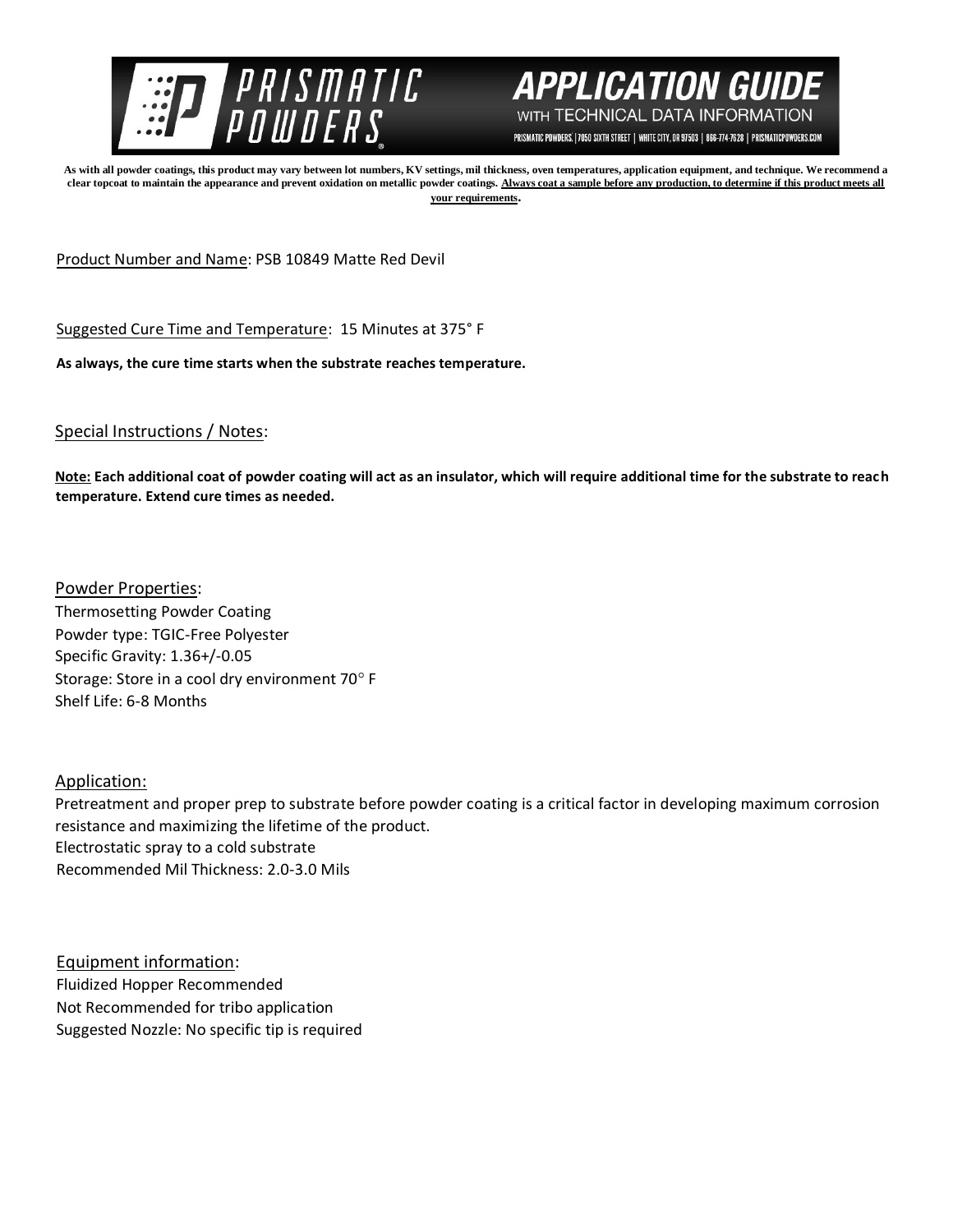# PRISMATIC POWDERS — APPLICATION GUIDE WITH TECHNICAL DATA INFORMATION

PRISMATIC POWDERS. | 7050 SIXTH STREET | WHITE CITY, OR 97503 | 866-774-7628 | PRISMATICPOWDERS.COM

**As with all powder coatings, this product may vary between lot numbers, KV settings, mil thickness, oven temperatures, application equipment, and technique. We recommend a clear topcoat to maintain the appearance and prevent oxidation on metallic powder coatings. Always coat a sample before any production, to determine if this product meets all your requirements.**

Product Number and Name: PSB 10849 Matte Red Devil

Suggested Cure Time and Temperature: 15 Minutes at 375° F

**As always, the cure time starts when the substrate reaches temperature.**

## Special Instructions / Notes:

**Note: Each additional coat of powder coating will act as an insulator, which will require additional time for the substrate to reach temperature. Extend cure times as needed.**

## Powder Properties:

Thermosetting Powder Coating
Powder type: TGIC-Free Polyester
Specific Gravity: 1.36+/-0.05
Storage: Store in a cool dry environment 70° F
Shelf Life: 6-8 Months

## Application:

Pretreatment and proper prep to substrate before powder coating is a critical factor in developing maximum corrosion resistance and maximizing the lifetime of the product.
Electrostatic spray to a cold substrate
Recommended Mil Thickness: 2.0-3.0 Mils

## Equipment information:

Fluidized Hopper Recommended
Not Recommended for tribo application
Suggested Nozzle: No specific tip is required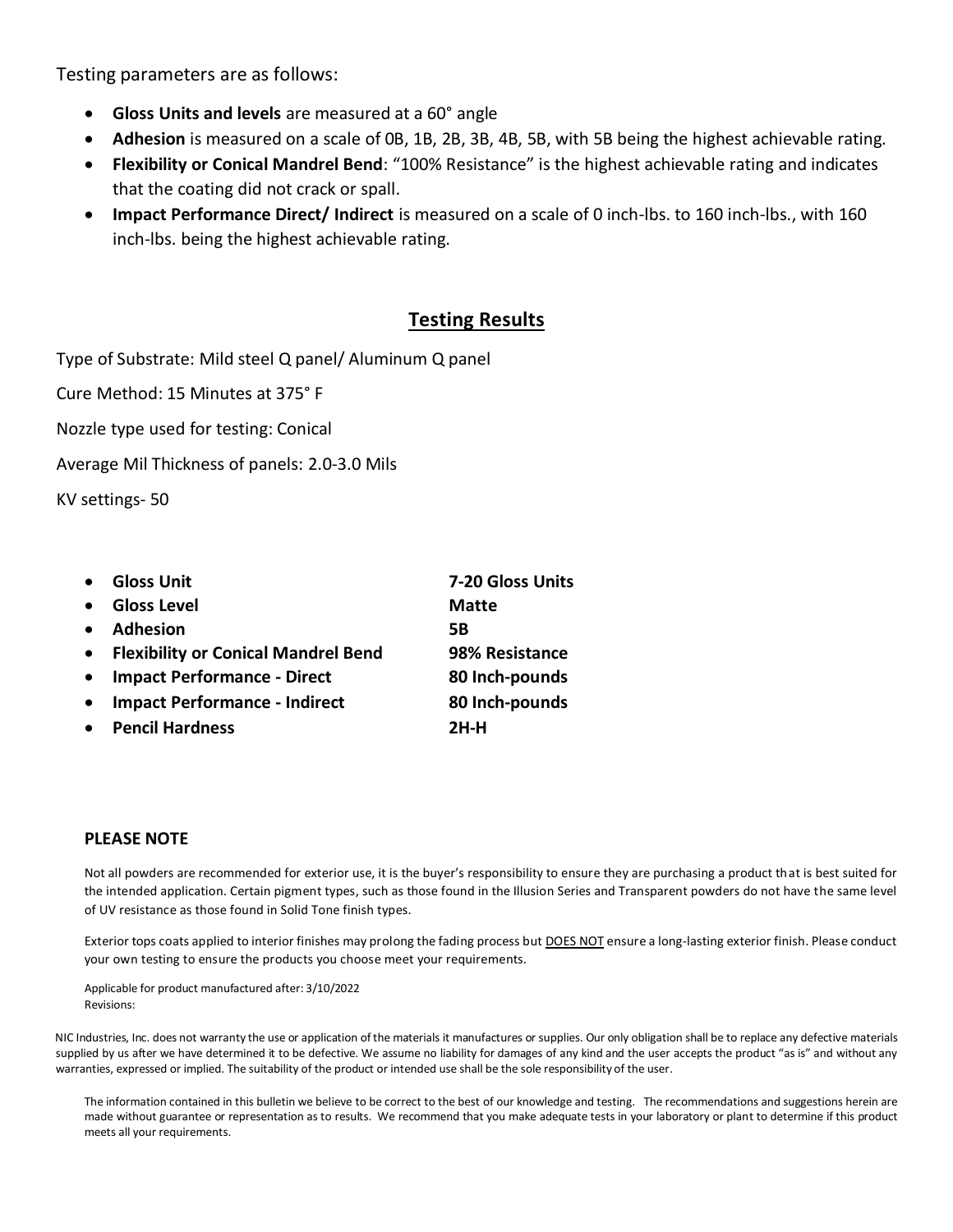Testing parameters are as follows:

- **Gloss Units and levels** are measured at a 60° angle
- **Adhesion** is measured on a scale of 0B, 1B, 2B, 3B, 4B, 5B, with 5B being the highest achievable rating.
- **Flexibility or Conical Mandrel Bend**: "100% Resistance" is the highest achievable rating and indicates that the coating did not crack or spall.
- **Impact Performance Direct/ Indirect** is measured on a scale of 0 inch-lbs. to 160 inch-lbs., with 160 inch-lbs. being the highest achievable rating.

## Testing Results

Type of Substrate: Mild steel Q panel/ Aluminum Q panel

Cure Method: 15 Minutes at 375° F

Nozzle type used for testing: Conical

Average Mil Thickness of panels: 2.0-3.0 Mils

KV settings- 50

| | |
|---|---|
| **Gloss Unit** | **7-20 Gloss Units** |
| **Gloss Level** | **Matte** |
| **Adhesion** | **5B** |
| **Flexibility or Conical Mandrel Bend** | **98% Resistance** |
| **Impact Performance - Direct** | **80 Inch-pounds** |
| **Impact Performance - Indirect** | **80 Inch-pounds** |
| **Pencil Hardness** | **2H-H** |

### PLEASE NOTE

Not all powders are recommended for exterior use, it is the buyer's responsibility to ensure they are purchasing a product that is best suited for the intended application. Certain pigment types, such as those found in the Illusion Series and Transparent powders do not have the same level of UV resistance as those found in Solid Tone finish types.

Exterior tops coats applied to interior finishes may prolong the fading process but DOES NOT ensure a long-lasting exterior finish. Please conduct your own testing to ensure the products you choose meet your requirements.

Applicable for product manufactured after: 3/10/2022
Revisions:

NIC Industries, Inc. does not warranty the use or application of the materials it manufactures or supplies. Our only obligation shall be to replace any defective materials supplied by us after we have determined it to be defective. We assume no liability for damages of any kind and the user accepts the product "as is" and without any warranties, expressed or implied. The suitability of the product or intended use shall be the sole responsibility of the user.

The information contained in this bulletin we believe to be correct to the best of our knowledge and testing. The recommendations and suggestions herein are made without guarantee or representation as to results. We recommend that you make adequate tests in your laboratory or plant to determine if this product meets all your requirements.